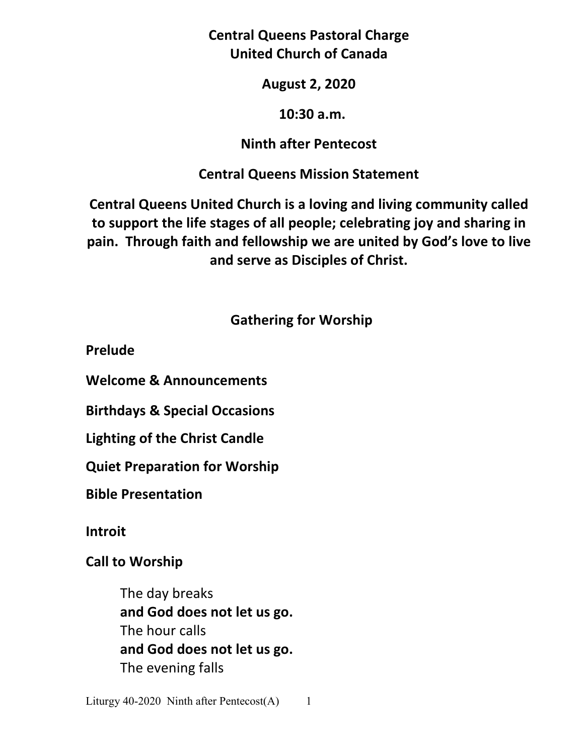**Central Queens Pastoral Charge**
**United Church of Canada**

**August 2, 2020**

**10:30 a.m.**

**Ninth after Pentecost**

**Central Queens Mission Statement**

**Central Queens United Church is a loving and living community called to support the life stages of all people; celebrating joy and sharing in pain. Through faith and fellowship we are united by God's love to live and serve as Disciples of Christ.**

## Gathering for Worship

**Prelude**

**Welcome & Announcements**

**Birthdays & Special Occasions**

**Lighting of the Christ Candle**

**Quiet Preparation for Worship**

**Bible Presentation**

**Introit**

**Call to Worship**

> The day breaks
> **and God does not let us go.**
> The hour calls
> **and God does not let us go.**
> The evening falls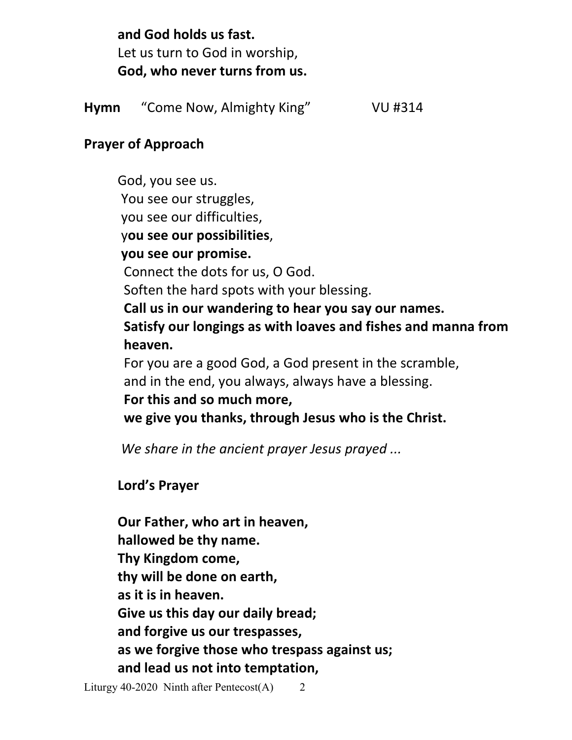**and God holds us fast.**
Let us turn to God in worship,
**God, who never turns from us.**

**Hymn** "Come Now, Almighty King" VU #314

**Prayer of Approach**

God, you see us.
You see our struggles,
you see our difficulties,
y**ou see our possibilities**,
**you see our promise.**
Connect the dots for us, O God.
Soften the hard spots with your blessing.
**Call us in our wandering to hear you say our names.**
**Satisfy our longings as with loaves and fishes and manna from heaven.**
For you are a good God, a God present in the scramble,
and in the end, you always, always have a blessing.
**For this and so much more,**
**we give you thanks, through Jesus who is the Christ.**

*We share in the ancient prayer Jesus prayed ...*

**Lord's Prayer**

**Our Father, who art in heaven,**
**hallowed be thy name.**
**Thy Kingdom come,**
**thy will be done on earth,**
**as it is in heaven.**
**Give us this day our daily bread;**
**and forgive us our trespasses,**
**as we forgive those who trespass against us;**
**and lead us not into temptation,**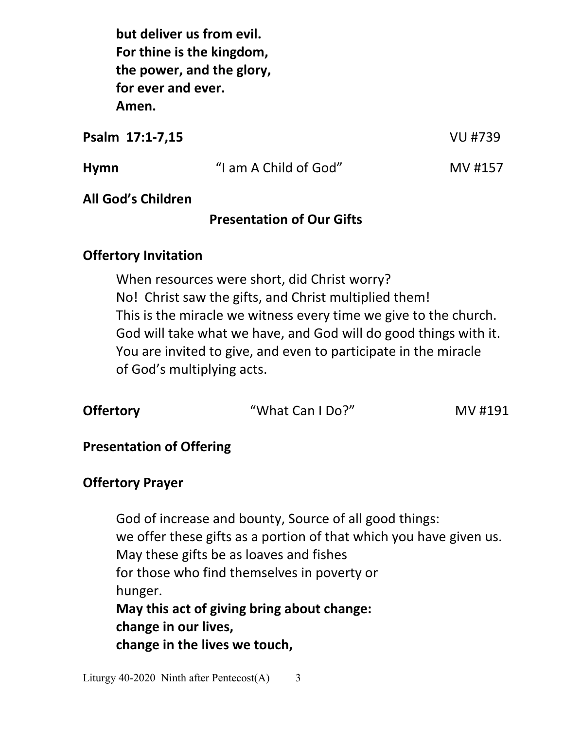**but deliver us from evil.**
**For thine is the kingdom,**
**the power, and the glory,**
**for ever and ever.**
**Amen.**

**Psalm 17:1-7,15** VU #739

**Hymn** "I am A Child of God" MV #157

**All God's Children**

## Presentation of Our Gifts

**Offertory Invitation**

When resources were short, did Christ worry?
No! Christ saw the gifts, and Christ multiplied them!
This is the miracle we witness every time we give to the church.
God will take what we have, and God will do good things with it.
You are invited to give, and even to participate in the miracle of God's multiplying acts.

**Offertory** "What Can I Do?" MV #191

**Presentation of Offering**

**Offertory Prayer**

God of increase and bounty, Source of all good things:
we offer these gifts as a portion of that which you have given us.
May these gifts be as loaves and fishes
for those who find themselves in poverty or
hunger.
**May this act of giving bring about change:**
**change in our lives,**
**change in the lives we touch,**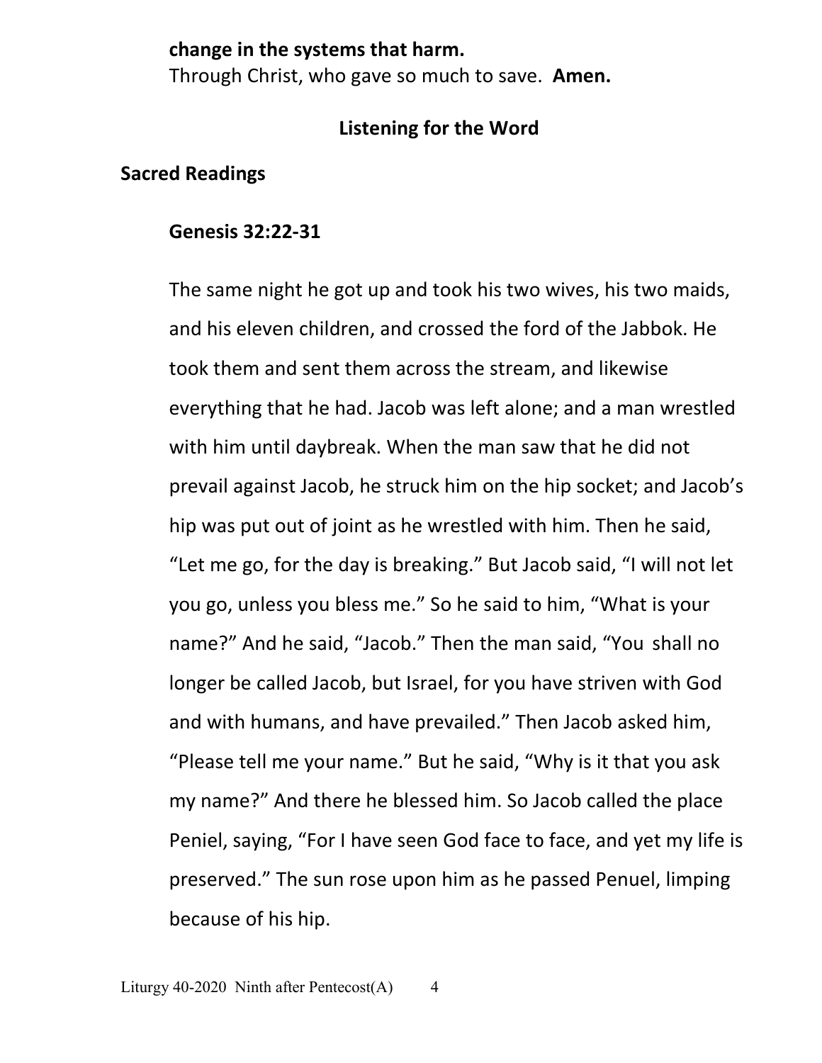**change in the systems that harm.**
Through Christ, who gave so much to save. **Amen.**

## Listening for the Word

### Sacred Readings

**Genesis 32:22-31**

The same night he got up and took his two wives, his two maids, and his eleven children, and crossed the ford of the Jabbok. He took them and sent them across the stream, and likewise everything that he had. Jacob was left alone; and a man wrestled with him until daybreak. When the man saw that he did not prevail against Jacob, he struck him on the hip socket; and Jacob's hip was put out of joint as he wrestled with him. Then he said, "Let me go, for the day is breaking." But Jacob said, "I will not let you go, unless you bless me." So he said to him, "What is your name?" And he said, "Jacob." Then the man said, "You shall no longer be called Jacob, but Israel, for you have striven with God and with humans, and have prevailed." Then Jacob asked him, "Please tell me your name." But he said, "Why is it that you ask my name?" And there he blessed him. So Jacob called the place Peniel, saying, "For I have seen God face to face, and yet my life is preserved." The sun rose upon him as he passed Penuel, limping because of his hip.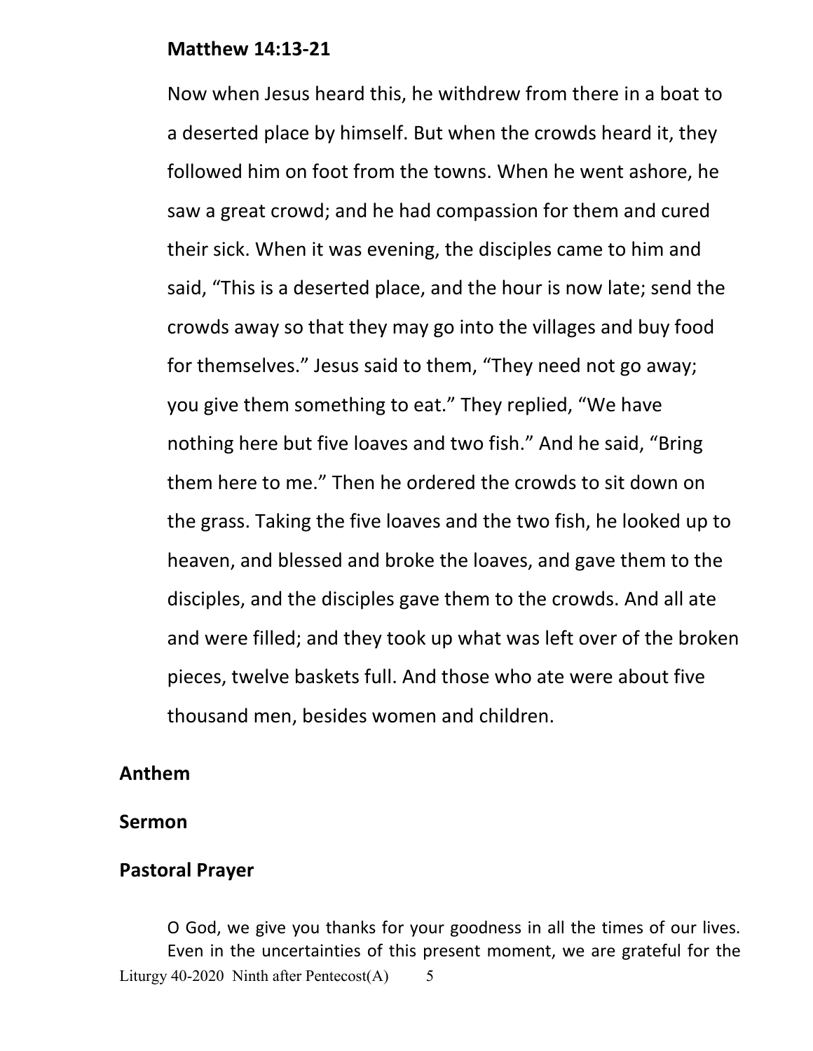**Matthew 14:13-21**

Now when Jesus heard this, he withdrew from there in a boat to a deserted place by himself. But when the crowds heard it, they followed him on foot from the towns. When he went ashore, he saw a great crowd; and he had compassion for them and cured their sick. When it was evening, the disciples came to him and said, "This is a deserted place, and the hour is now late; send the crowds away so that they may go into the villages and buy food for themselves." Jesus said to them, "They need not go away; you give them something to eat." They replied, "We have nothing here but five loaves and two fish." And he said, "Bring them here to me." Then he ordered the crowds to sit down on the grass. Taking the five loaves and the two fish, he looked up to heaven, and blessed and broke the loaves, and gave them to the disciples, and the disciples gave them to the crowds. And all ate and were filled; and they took up what was left over of the broken pieces, twelve baskets full. And those who ate were about five thousand men, besides women and children.

**Anthem**

**Sermon**

**Pastoral Prayer**

O God, we give you thanks for your goodness in all the times of our lives. Even in the uncertainties of this present moment, we are grateful for the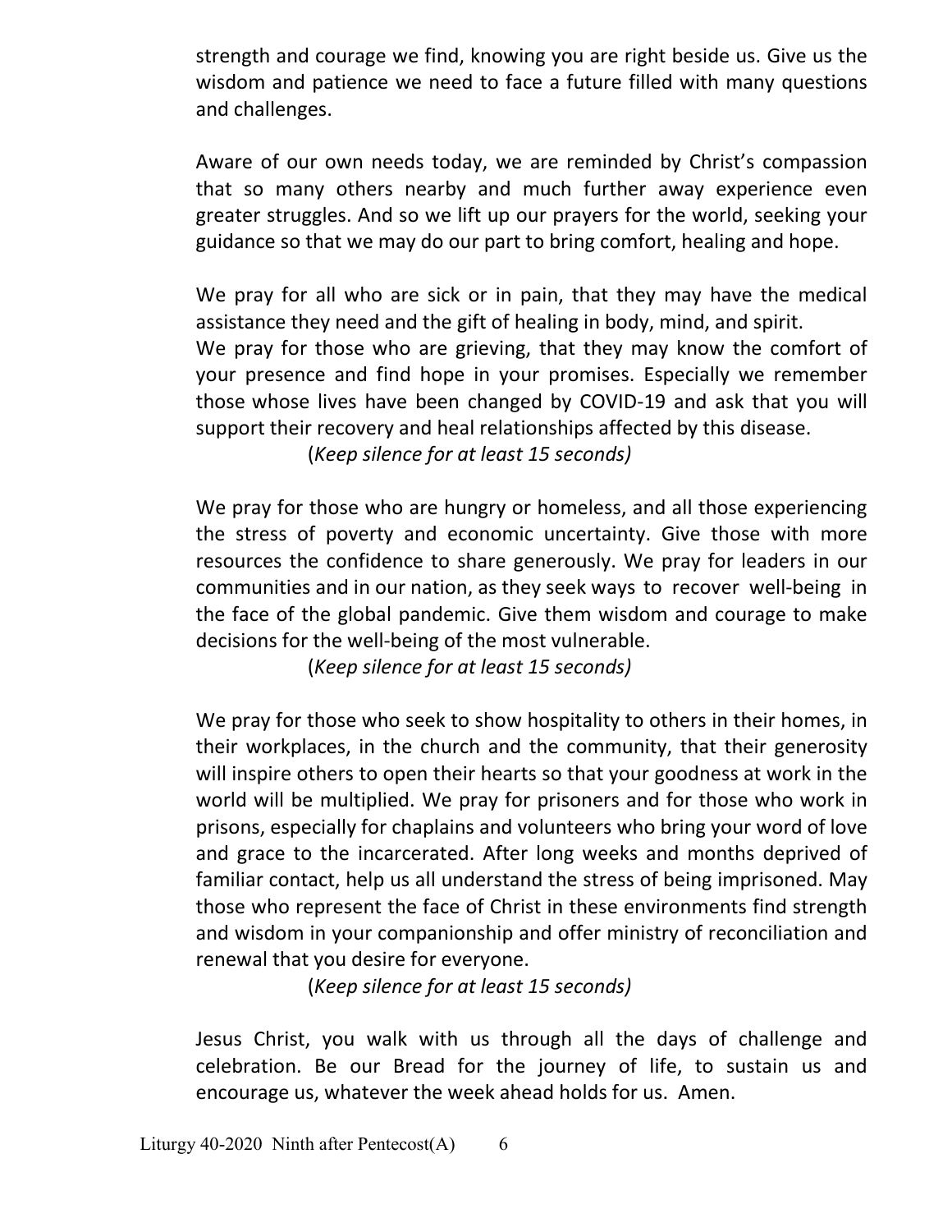strength and courage we find, knowing you are right beside us. Give us the wisdom and patience we need to face a future filled with many questions and challenges.

Aware of our own needs today, we are reminded by Christ's compassion that so many others nearby and much further away experience even greater struggles. And so we lift up our prayers for the world, seeking your guidance so that we may do our part to bring comfort, healing and hope.

We pray for all who are sick or in pain, that they may have the medical assistance they need and the gift of healing in body, mind, and spirit.
We pray for those who are grieving, that they may know the comfort of your presence and find hope in your promises. Especially we remember those whose lives have been changed by COVID-19 and ask that you will support their recovery and heal relationships affected by this disease.

(*Keep silence for at least 15 seconds)*

We pray for those who are hungry or homeless, and all those experiencing the stress of poverty and economic uncertainty. Give those with more resources the confidence to share generously. We pray for leaders in our communities and in our nation, as they seek ways to recover well-being in the face of the global pandemic. Give them wisdom and courage to make decisions for the well-being of the most vulnerable.

(*Keep silence for at least 15 seconds)*

We pray for those who seek to show hospitality to others in their homes, in their workplaces, in the church and the community, that their generosity will inspire others to open their hearts so that your goodness at work in the world will be multiplied. We pray for prisoners and for those who work in prisons, especially for chaplains and volunteers who bring your word of love and grace to the incarcerated. After long weeks and months deprived of familiar contact, help us all understand the stress of being imprisoned. May those who represent the face of Christ in these environments find strength and wisdom in your companionship and offer ministry of reconciliation and renewal that you desire for everyone.

(*Keep silence for at least 15 seconds)*

Jesus Christ, you walk with us through all the days of challenge and celebration. Be our Bread for the journey of life, to sustain us and encourage us, whatever the week ahead holds for us. Amen.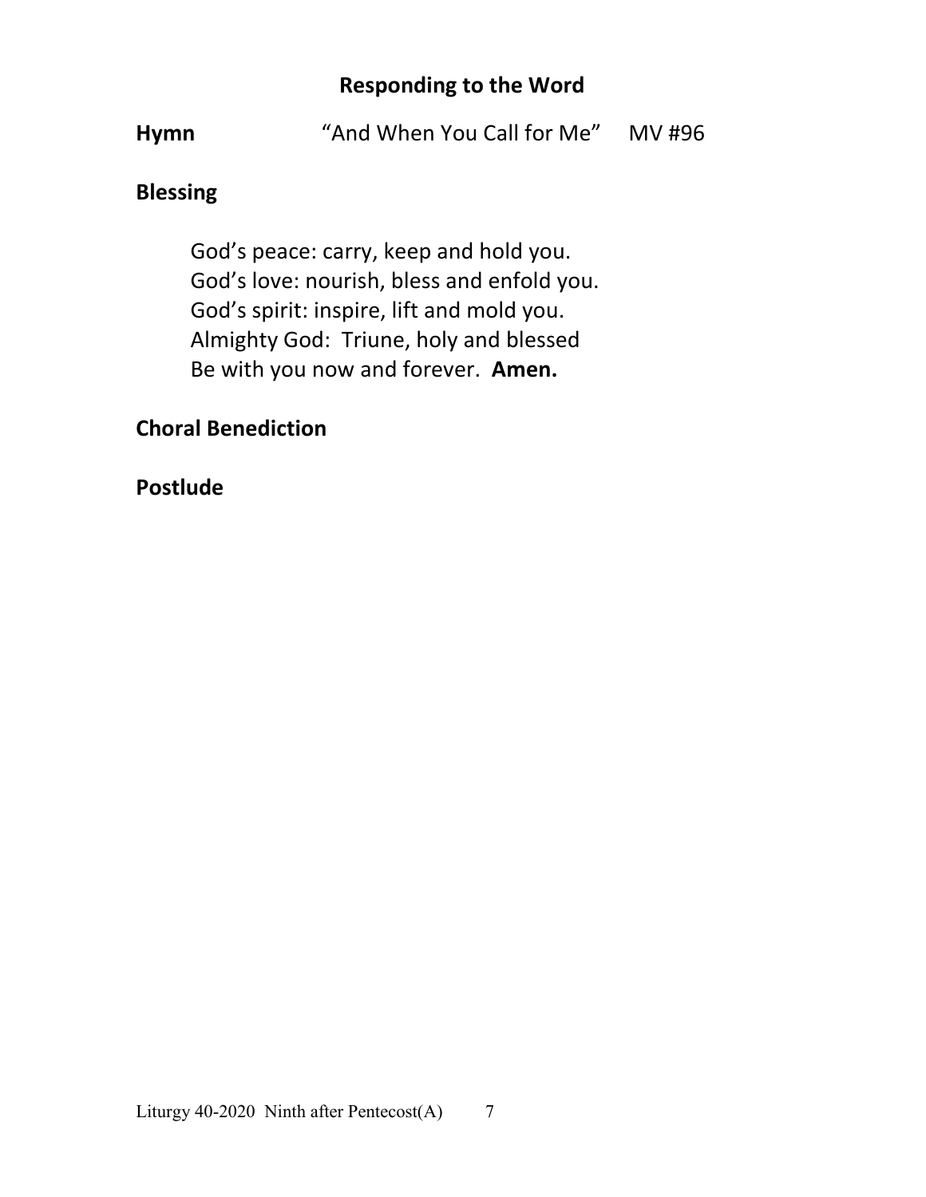## Responding to the Word

**Hymn** "And When You Call for Me" MV #96

**Blessing**

God's peace: carry, keep and hold you.
God's love: nourish, bless and enfold you.
God's spirit: inspire, lift and mold you.
Almighty God: Triune, holy and blessed
Be with you now and forever. **Amen.**

**Choral Benediction**

**Postlude**